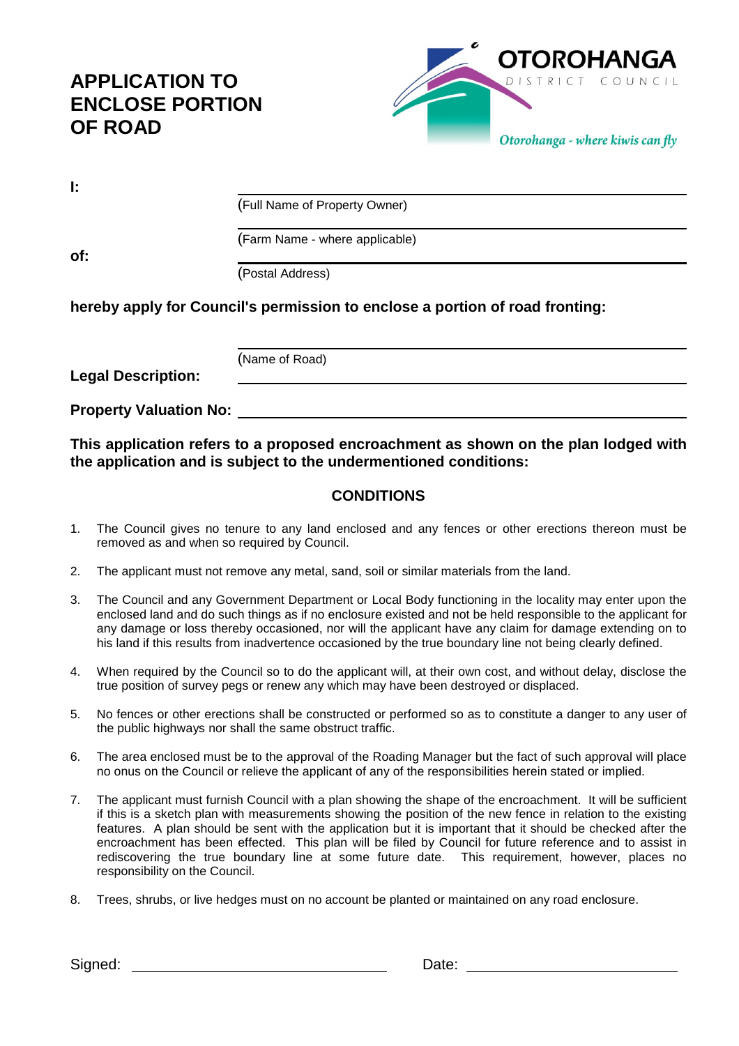# APPLICATION TO ENCLOSE PORTION OF ROAD

OTOROHANGA
DISTRICT COUNCIL

*Otorohanga - where kiwis can fly*

**I:** ______________________________
(Full Name of Property Owner)

______________________________
(Farm Name - where applicable)

**of:** ______________________________
(Postal Address)

**hereby apply for Council's permission to enclose a portion of road fronting:**

______________________________
(Name of Road)

**Legal Description:** ______________________________

**Property Valuation No:** ______________________________

**This application refers to a proposed encroachment as shown on the plan lodged with the application and is subject to the undermentioned conditions:**

## CONDITIONS

1. The Council gives no tenure to any land enclosed and any fences or other erections thereon must be removed as and when so required by Council.
2. The applicant must not remove any metal, sand, soil or similar materials from the land.
3. The Council and any Government Department or Local Body functioning in the locality may enter upon the enclosed land and do such things as if no enclosure existed and not be held responsible to the applicant for any damage or loss thereby occasioned, nor will the applicant have any claim for damage extending on to his land if this results from inadvertence occasioned by the true boundary line not being clearly defined.
4. When required by the Council so to do the applicant will, at their own cost, and without delay, disclose the true position of survey pegs or renew any which may have been destroyed or displaced.
5. No fences or other erections shall be constructed or performed so as to constitute a danger to any user of the public highways nor shall the same obstruct traffic.
6. The area enclosed must be to the approval of the Roading Manager but the fact of such approval will place no onus on the Council or relieve the applicant of any of the responsibilities herein stated or implied.
7. The applicant must furnish Council with a plan showing the shape of the encroachment. It will be sufficient if this is a sketch plan with measurements showing the position of the new fence in relation to the existing features. A plan should be sent with the application but it is important that it should be checked after the encroachment has been effected. This plan will be filed by Council for future reference and to assist in rediscovering the true boundary line at some future date. This requirement, however, places no responsibility on the Council.
8. Trees, shrubs, or live hedges must on no account be planted or maintained on any road enclosure.

Signed: ______________________________ Date: ______________________________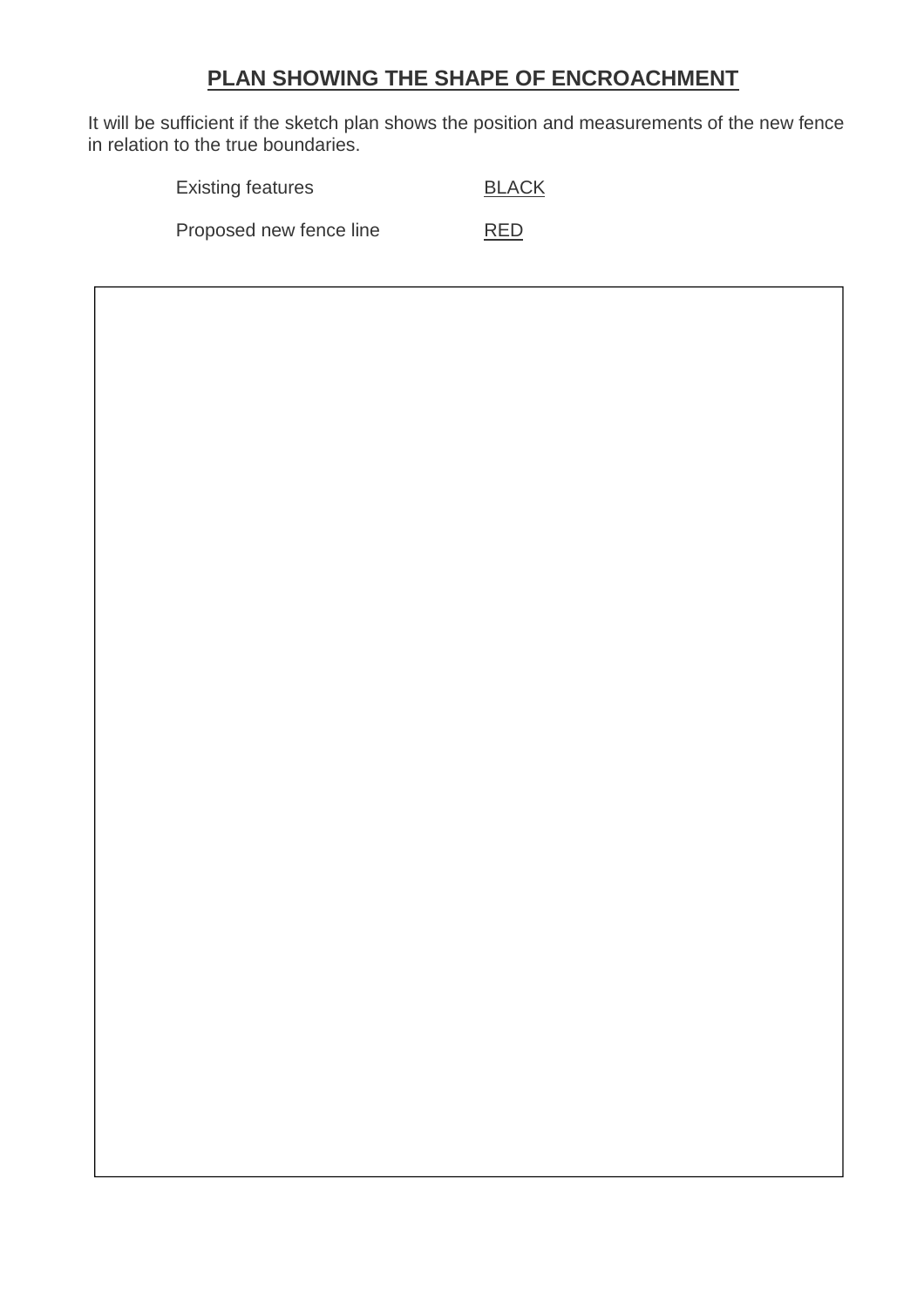# PLAN SHOWING THE SHAPE OF ENCROACHMENT

It will be sufficient if the sketch plan shows the position and measurements of the new fence in relation to the true boundaries.

| | |
|---|---|
| Existing features | BLACK |
| Proposed new fence line | RED |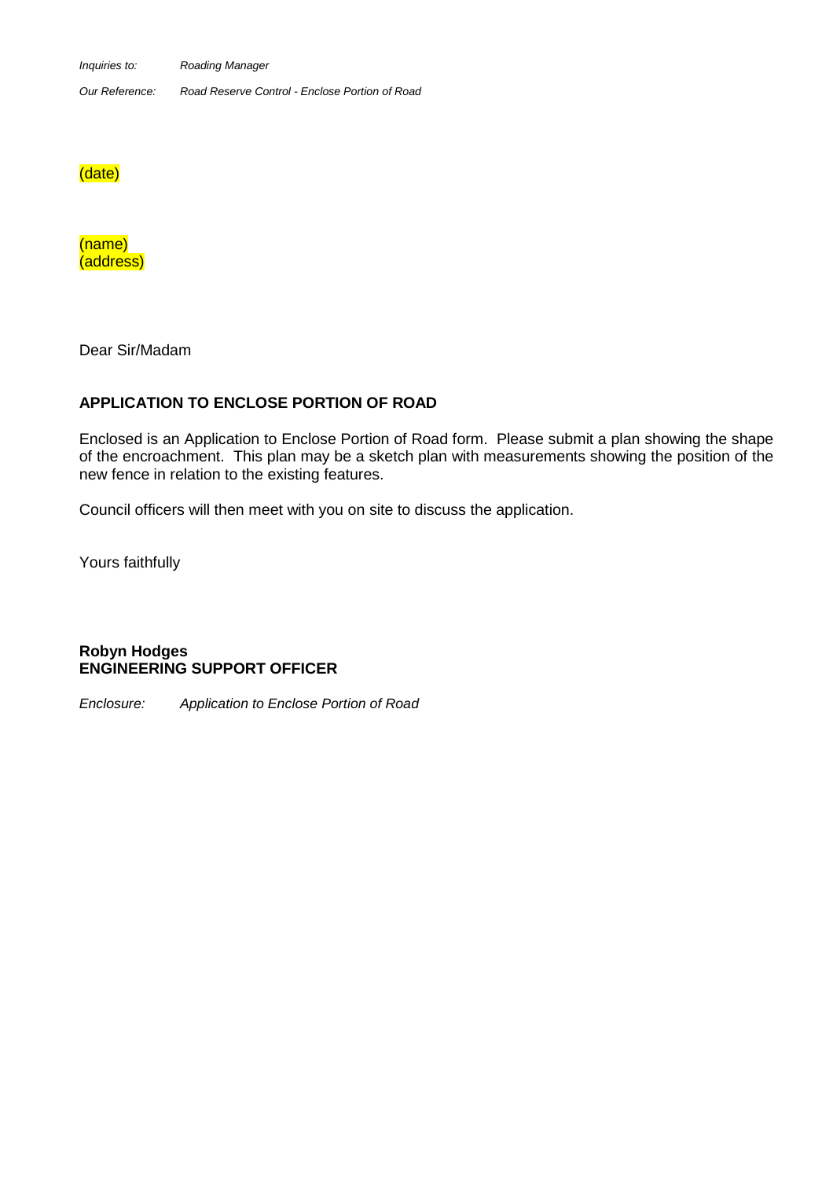*Inquiries to:* *Roading Manager*

*Our Reference:* *Road Reserve Control - Enclose Portion of Road*

(date)

(name)
(address)

Dear Sir/Madam

**APPLICATION TO ENCLOSE PORTION OF ROAD**

Enclosed is an Application to Enclose Portion of Road form. Please submit a plan showing the shape of the encroachment. This plan may be a sketch plan with measurements showing the position of the new fence in relation to the existing features.

Council officers will then meet with you on site to discuss the application.

Yours faithfully

**Robyn Hodges**
**ENGINEERING SUPPORT OFFICER**

*Enclosure:* *Application to Enclose Portion of Road*